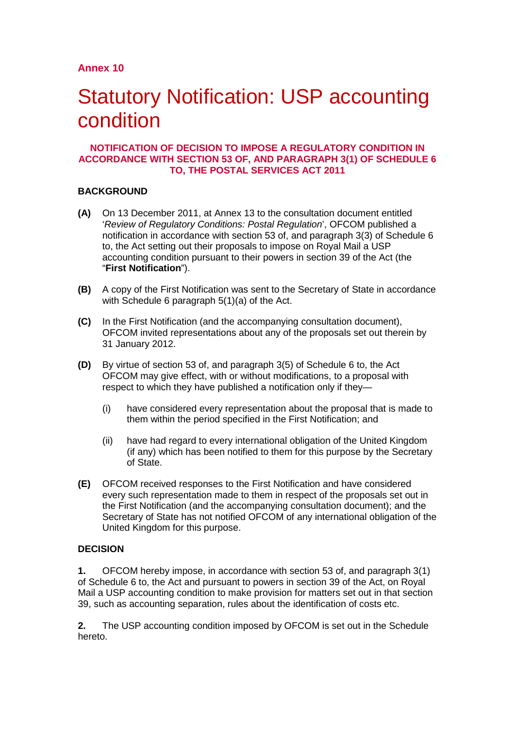## Annex 10

# Statutory Notification: USP accounting condition

### NOTIFICATION OF DECISION TO IMPOSE A REGULATORY CONDITION IN ACCORDANCE WITH SECTION 53 OF, AND PARAGRAPH 3(1) OF SCHEDULE 6 TO, THE POSTAL SERVICES ACT 2011

**BACKGROUND**

**(A)** On 13 December 2011, at Annex 13 to the consultation document entitled '*Review of Regulatory Conditions: Postal Regulation*', OFCOM published a notification in accordance with section 53 of, and paragraph 3(3) of Schedule 6 to, the Act setting out their proposals to impose on Royal Mail a USP accounting condition pursuant to their powers in section 39 of the Act (the "**First Notification**").

**(B)** A copy of the First Notification was sent to the Secretary of State in accordance with Schedule 6 paragraph 5(1)(a) of the Act.

**(C)** In the First Notification (and the accompanying consultation document), OFCOM invited representations about any of the proposals set out therein by 31 January 2012.

**(D)** By virtue of section 53 of, and paragraph 3(5) of Schedule 6 to, the Act OFCOM may give effect, with or without modifications, to a proposal with respect to which they have published a notification only if they—

(i) have considered every representation about the proposal that is made to them within the period specified in the First Notification; and

(ii) have had regard to every international obligation of the United Kingdom (if any) which has been notified to them for this purpose by the Secretary of State.

**(E)** OFCOM received responses to the First Notification and have considered every such representation made to them in respect of the proposals set out in the First Notification (and the accompanying consultation document); and the Secretary of State has not notified OFCOM of any international obligation of the United Kingdom for this purpose.

**DECISION**

**1.** OFCOM hereby impose, in accordance with section 53 of, and paragraph 3(1) of Schedule 6 to, the Act and pursuant to powers in section 39 of the Act, on Royal Mail a USP accounting condition to make provision for matters set out in that section 39, such as accounting separation, rules about the identification of costs etc.

**2.** The USP accounting condition imposed by OFCOM is set out in the Schedule hereto.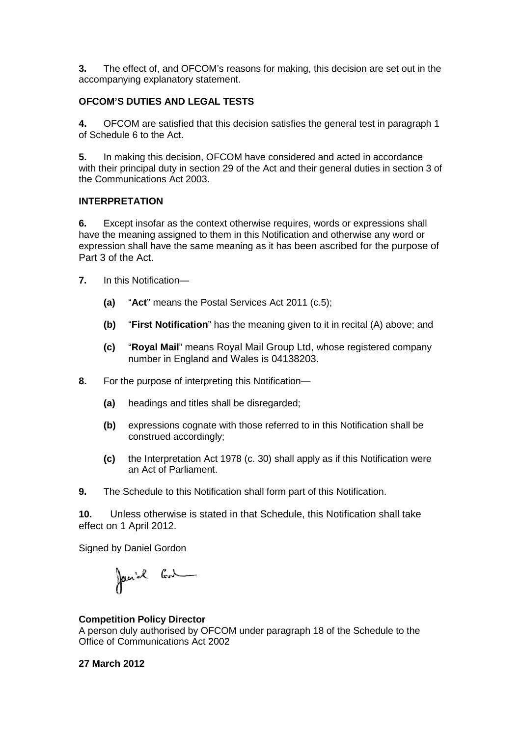**3.** The effect of, and OFCOM's reasons for making, this decision are set out in the accompanying explanatory statement.

**OFCOM'S DUTIES AND LEGAL TESTS**

**4.** OFCOM are satisfied that this decision satisfies the general test in paragraph 1 of Schedule 6 to the Act.

**5.** In making this decision, OFCOM have considered and acted in accordance with their principal duty in section 29 of the Act and their general duties in section 3 of the Communications Act 2003.

**INTERPRETATION**

**6.** Except insofar as the context otherwise requires, words or expressions shall have the meaning assigned to them in this Notification and otherwise any word or expression shall have the same meaning as it has been ascribed for the purpose of Part 3 of the Act.

**7.** In this Notification—

**(a)** "**Act**" means the Postal Services Act 2011 (c.5);

**(b)** "**First Notification**" has the meaning given to it in recital (A) above; and

**(c)** "**Royal Mail**" means Royal Mail Group Ltd, whose registered company number in England and Wales is 04138203.

**8.** For the purpose of interpreting this Notification—

**(a)** headings and titles shall be disregarded;

**(b)** expressions cognate with those referred to in this Notification shall be construed accordingly;

**(c)** the Interpretation Act 1978 (c. 30) shall apply as if this Notification were an Act of Parliament.

**9.** The Schedule to this Notification shall form part of this Notification.

**10.** Unless otherwise is stated in that Schedule, this Notification shall take effect on 1 April 2012.

Signed by Daniel Gordon

**Competition Policy Director**
A person duly authorised by OFCOM under paragraph 18 of the Schedule to the Office of Communications Act 2002

**27 March 2012**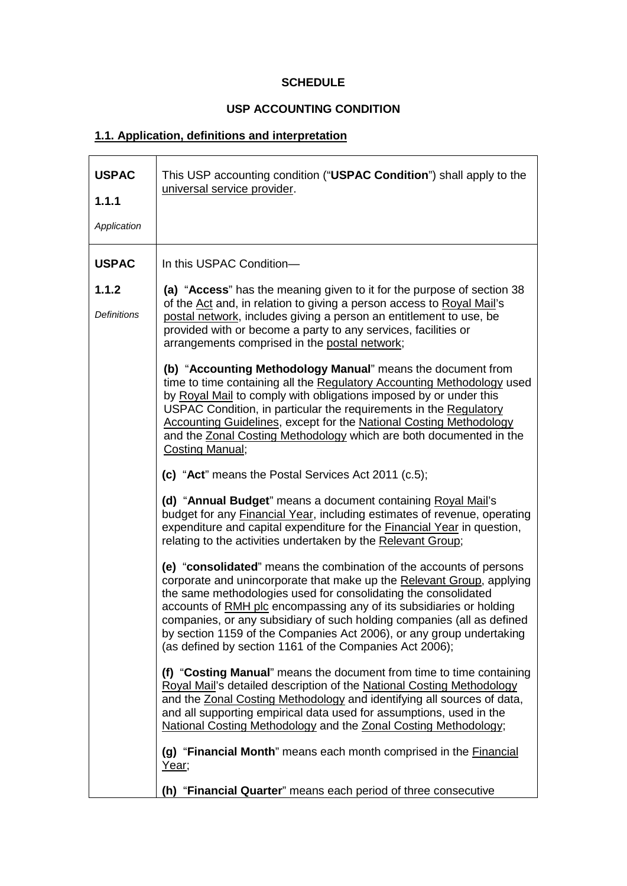**SCHEDULE**

**USP ACCOUNTING CONDITION**

## 1.1. Application, definitions and interpretation

| | |
|---|---|
| **USPAC 1.1.1** *Application* | This USP accounting condition ("**USPAC Condition**") shall apply to the universal service provider. |
| **USPAC 1.1.2** *Definitions* | In this USPAC Condition—<br><br>**(a)** "**Access**" has the meaning given to it for the purpose of section 38 of the Act and, in relation to giving a person access to Royal Mail's postal network, includes giving a person an entitlement to use, be provided with or become a party to any services, facilities or arrangements comprised in the postal network;<br><br>**(b)** "**Accounting Methodology Manual**" means the document from time to time containing all the Regulatory Accounting Methodology used by Royal Mail to comply with obligations imposed by or under this USPAC Condition, in particular the requirements in the Regulatory Accounting Guidelines, except for the National Costing Methodology and the Zonal Costing Methodology which are both documented in the Costing Manual;<br><br>**(c)** "**Act**" means the Postal Services Act 2011 (c.5);<br><br>**(d)** "**Annual Budget**" means a document containing Royal Mail's budget for any Financial Year, including estimates of revenue, operating expenditure and capital expenditure for the Financial Year in question, relating to the activities undertaken by the Relevant Group;<br><br>**(e)** "**consolidated**" means the combination of the accounts of persons corporate and unincorporate that make up the Relevant Group, applying the same methodologies used for consolidating the consolidated accounts of RMH plc encompassing any of its subsidiaries or holding companies, or any subsidiary of such holding companies (all as defined by section 1159 of the Companies Act 2006), or any group undertaking (as defined by section 1161 of the Companies Act 2006);<br><br>**(f)** "**Costing Manual**" means the document from time to time containing Royal Mail's detailed description of the National Costing Methodology and the Zonal Costing Methodology and identifying all sources of data, and all supporting empirical data used for assumptions, used in the National Costing Methodology and the Zonal Costing Methodology;<br><br>**(g)** "**Financial Month**" means each month comprised in the Financial Year;<br><br>**(h)** "**Financial Quarter**" means each period of three consecutive |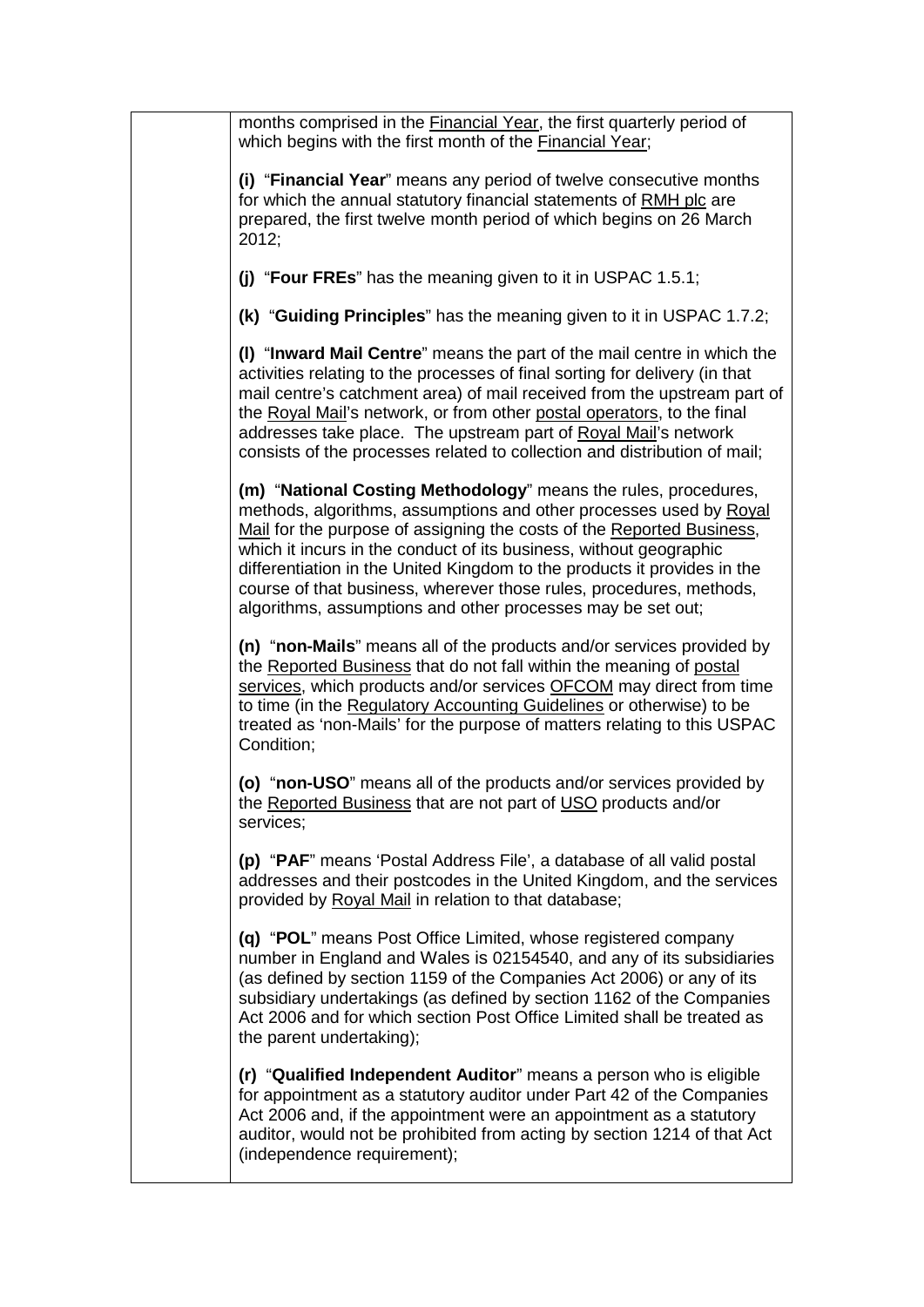months comprised in the Financial Year, the first quarterly period of which begins with the first month of the Financial Year;

**(i)** "**Financial Year**" means any period of twelve consecutive months for which the annual statutory financial statements of RMH plc are prepared, the first twelve month period of which begins on 26 March 2012;

**(j)** "**Four FREs**" has the meaning given to it in USPAC 1.5.1;

**(k)** "**Guiding Principles**" has the meaning given to it in USPAC 1.7.2;

**(l)** "**Inward Mail Centre**" means the part of the mail centre in which the activities relating to the processes of final sorting for delivery (in that mail centre's catchment area) of mail received from the upstream part of the Royal Mail's network, or from other postal operators, to the final addresses take place. The upstream part of Royal Mail's network consists of the processes related to collection and distribution of mail;

**(m)** "**National Costing Methodology**" means the rules, procedures, methods, algorithms, assumptions and other processes used by Royal Mail for the purpose of assigning the costs of the Reported Business, which it incurs in the conduct of its business, without geographic differentiation in the United Kingdom to the products it provides in the course of that business, wherever those rules, procedures, methods, algorithms, assumptions and other processes may be set out;

**(n)** "**non-Mails**" means all of the products and/or services provided by the Reported Business that do not fall within the meaning of postal services, which products and/or services OFCOM may direct from time to time (in the Regulatory Accounting Guidelines or otherwise) to be treated as 'non-Mails' for the purpose of matters relating to this USPAC Condition;

**(o)** "**non-USO**" means all of the products and/or services provided by the Reported Business that are not part of USO products and/or services;

**(p)** "**PAF**" means 'Postal Address File', a database of all valid postal addresses and their postcodes in the United Kingdom, and the services provided by Royal Mail in relation to that database;

**(q)** "**POL**" means Post Office Limited, whose registered company number in England and Wales is 02154540, and any of its subsidiaries (as defined by section 1159 of the Companies Act 2006) or any of its subsidiary undertakings (as defined by section 1162 of the Companies Act 2006 and for which section Post Office Limited shall be treated as the parent undertaking);

**(r)** "**Qualified Independent Auditor**" means a person who is eligible for appointment as a statutory auditor under Part 42 of the Companies Act 2006 and, if the appointment were an appointment as a statutory auditor, would not be prohibited from acting by section 1214 of that Act (independence requirement);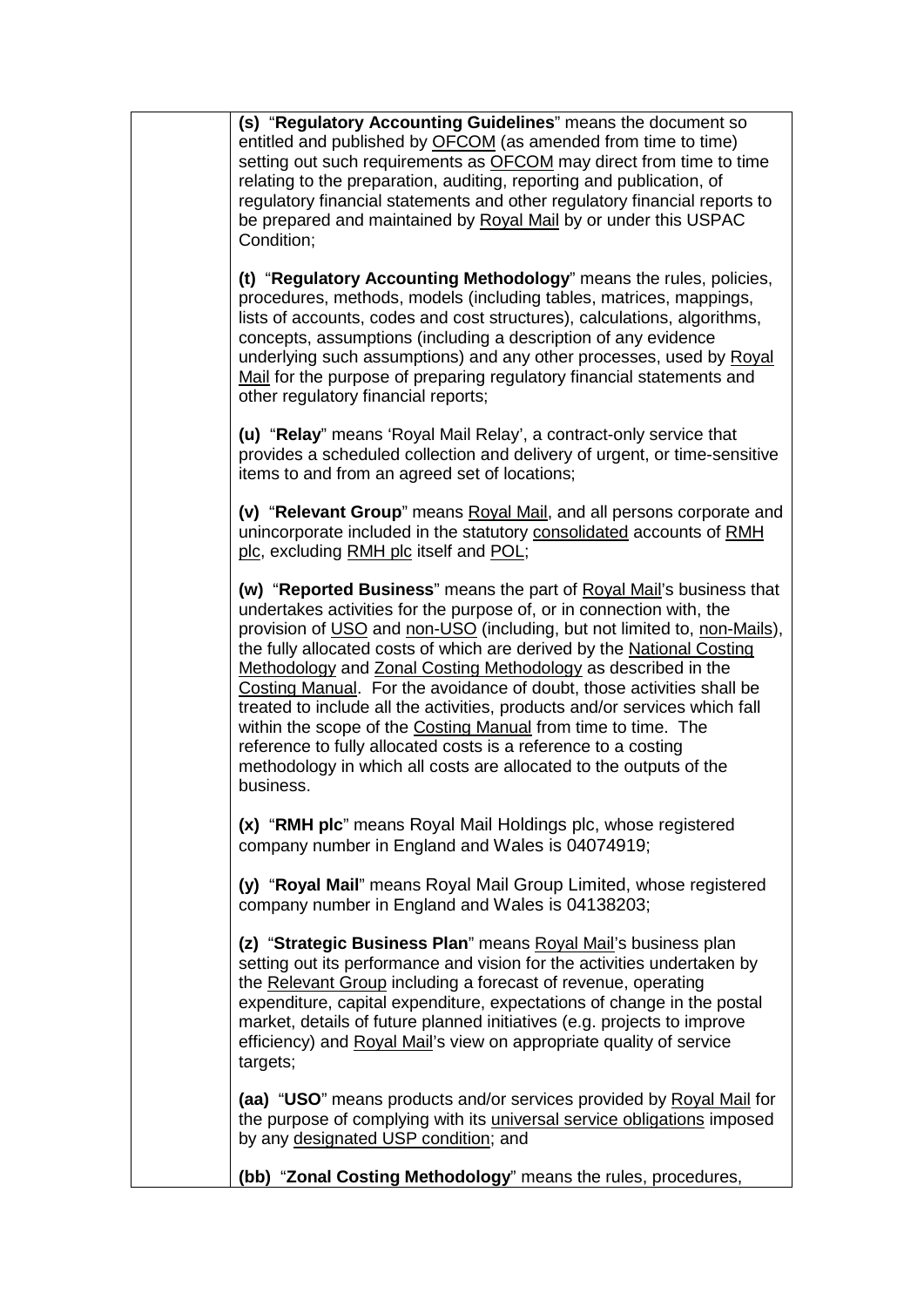**(s)** "**Regulatory Accounting Guidelines**" means the document so entitled and published by OFCOM (as amended from time to time) setting out such requirements as OFCOM may direct from time to time relating to the preparation, auditing, reporting and publication, of regulatory financial statements and other regulatory financial reports to be prepared and maintained by Royal Mail by or under this USPAC Condition;

**(t)** "**Regulatory Accounting Methodology**" means the rules, policies, procedures, methods, models (including tables, matrices, mappings, lists of accounts, codes and cost structures), calculations, algorithms, concepts, assumptions (including a description of any evidence underlying such assumptions) and any other processes, used by Royal Mail for the purpose of preparing regulatory financial statements and other regulatory financial reports;

**(u)** "**Relay**" means 'Royal Mail Relay', a contract-only service that provides a scheduled collection and delivery of urgent, or time-sensitive items to and from an agreed set of locations;

**(v)** "**Relevant Group**" means Royal Mail, and all persons corporate and unincorporate included in the statutory consolidated accounts of RMH plc, excluding RMH plc itself and POL;

**(w)** "**Reported Business**" means the part of Royal Mail's business that undertakes activities for the purpose of, or in connection with, the provision of USO and non-USO (including, but not limited to, non-Mails), the fully allocated costs of which are derived by the National Costing Methodology and Zonal Costing Methodology as described in the Costing Manual. For the avoidance of doubt, those activities shall be treated to include all the activities, products and/or services which fall within the scope of the Costing Manual from time to time. The reference to fully allocated costs is a reference to a costing methodology in which all costs are allocated to the outputs of the business.

**(x)** "**RMH plc**" means Royal Mail Holdings plc, whose registered company number in England and Wales is 04074919;

**(y)** "**Royal Mail**" means Royal Mail Group Limited, whose registered company number in England and Wales is 04138203;

**(z)** "**Strategic Business Plan**" means Royal Mail's business plan setting out its performance and vision for the activities undertaken by the Relevant Group including a forecast of revenue, operating expenditure, capital expenditure, expectations of change in the postal market, details of future planned initiatives (e.g. projects to improve efficiency) and Royal Mail's view on appropriate quality of service targets;

**(aa)** "**USO**" means products and/or services provided by Royal Mail for the purpose of complying with its universal service obligations imposed by any designated USP condition; and

**(bb)** "**Zonal Costing Methodology**" means the rules, procedures,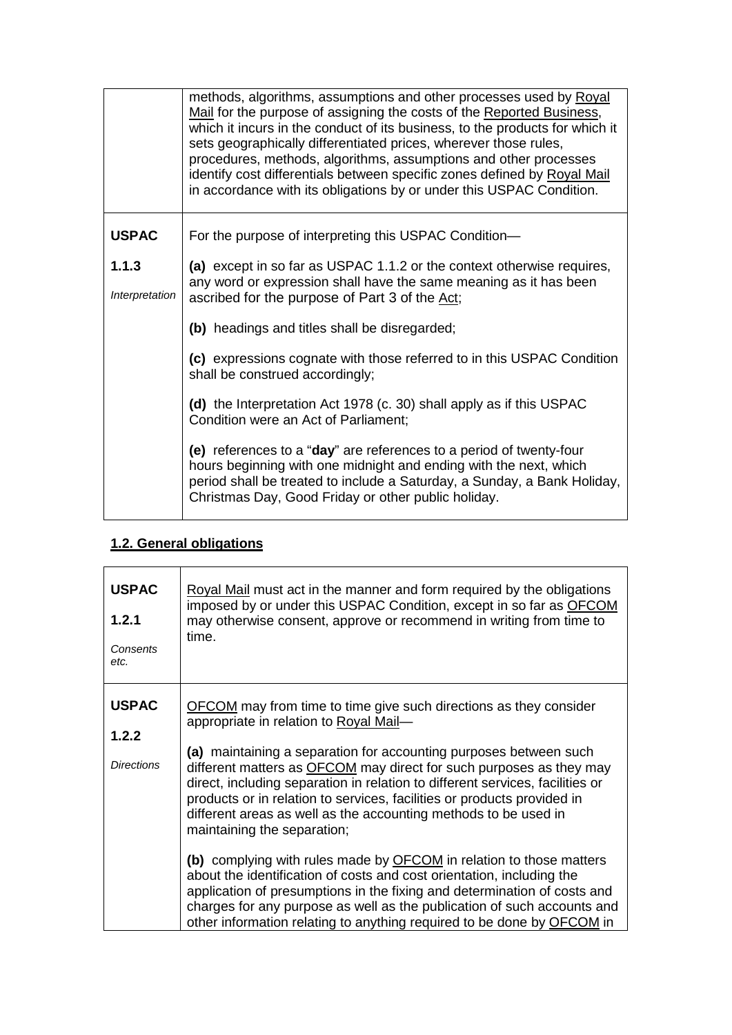| | |
|---|---|
| | methods, algorithms, assumptions and other processes used by Royal Mail for the purpose of assigning the costs of the Reported Business, which it incurs in the conduct of its business, to the products for which it sets geographically differentiated prices, wherever those rules, procedures, methods, algorithms, assumptions and other processes identify cost differentials between specific zones defined by Royal Mail in accordance with its obligations by or under this USPAC Condition. |
| **USPAC 1.1.3** *Interpretation* | For the purpose of interpreting this USPAC Condition—<br><br>**(a)** except in so far as USPAC 1.1.2 or the context otherwise requires, any word or expression shall have the same meaning as it has been ascribed for the purpose of Part 3 of the Act;<br><br>**(b)** headings and titles shall be disregarded;<br><br>**(c)** expressions cognate with those referred to in this USPAC Condition shall be construed accordingly;<br><br>**(d)** the Interpretation Act 1978 (c. 30) shall apply as if this USPAC Condition were an Act of Parliament;<br><br>**(e)** references to a "**day**" are references to a period of twenty-four hours beginning with one midnight and ending with the next, which period shall be treated to include a Saturday, a Sunday, a Bank Holiday, Christmas Day, Good Friday or other public holiday. |

## 1.2. General obligations

| | |
|---|---|
| **USPAC 1.2.1** *Consents etc.* | Royal Mail must act in the manner and form required by the obligations imposed by or under this USPAC Condition, except in so far as OFCOM may otherwise consent, approve or recommend in writing from time to time. |
| **USPAC 1.2.2** *Directions* | OFCOM may from time to time give such directions as they consider appropriate in relation to Royal Mail—<br><br>**(a)** maintaining a separation for accounting purposes between such different matters as OFCOM may direct for such purposes as they may direct, including separation in relation to different services, facilities or products or in relation to services, facilities or products provided in different areas as well as the accounting methods to be used in maintaining the separation;<br><br>**(b)** complying with rules made by OFCOM in relation to those matters about the identification of costs and cost orientation, including the application of presumptions in the fixing and determination of costs and charges for any purpose as well as the publication of such accounts and other information relating to anything required to be done by OFCOM in |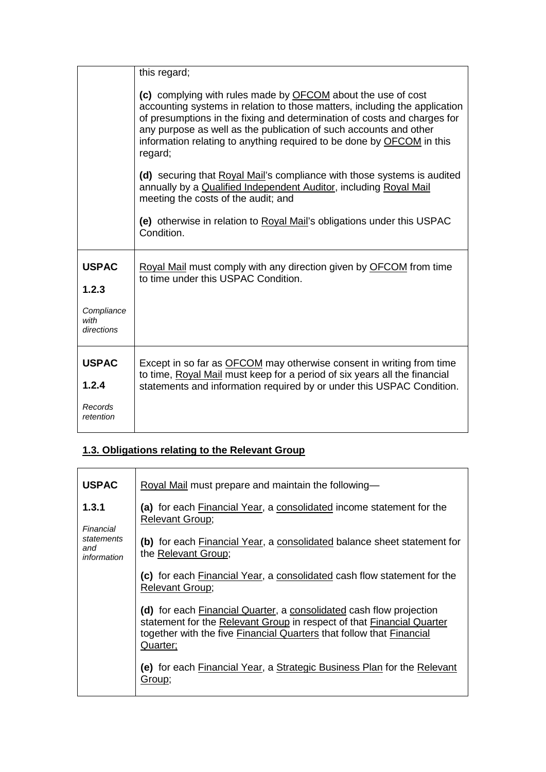| | |
|---|---|
| | this regard;<br><br>**(c)** complying with rules made by OFCOM about the use of cost accounting systems in relation to those matters, including the application of presumptions in the fixing and determination of costs and charges for any purpose as well as the publication of such accounts and other information relating to anything required to be done by OFCOM in this regard;<br><br>**(d)** securing that Royal Mail's compliance with those systems is audited annually by a Qualified Independent Auditor, including Royal Mail meeting the costs of the audit; and<br><br>**(e)** otherwise in relation to Royal Mail's obligations under this USPAC Condition. |
| **USPAC 1.2.3**<br><br>*Compliance with directions* | Royal Mail must comply with any direction given by OFCOM from time to time under this USPAC Condition. |
| **USPAC 1.2.4**<br><br>*Records retention* | Except in so far as OFCOM may otherwise consent in writing from time to time, Royal Mail must keep for a period of six years all the financial statements and information required by or under this USPAC Condition. |

## 1.3. Obligations relating to the Relevant Group

| | |
|---|---|
| **USPAC 1.3.1**<br><br>*Financial statements and information* | Royal Mail must prepare and maintain the following—<br><br>**(a)** for each Financial Year, a consolidated income statement for the Relevant Group;<br><br>**(b)** for each Financial Year, a consolidated balance sheet statement for the Relevant Group;<br><br>**(c)** for each Financial Year, a consolidated cash flow statement for the Relevant Group;<br><br>**(d)** for each Financial Quarter, a consolidated cash flow projection statement for the Relevant Group in respect of that Financial Quarter together with the five Financial Quarters that follow that Financial Quarter;<br><br>**(e)** for each Financial Year, a Strategic Business Plan for the Relevant Group; |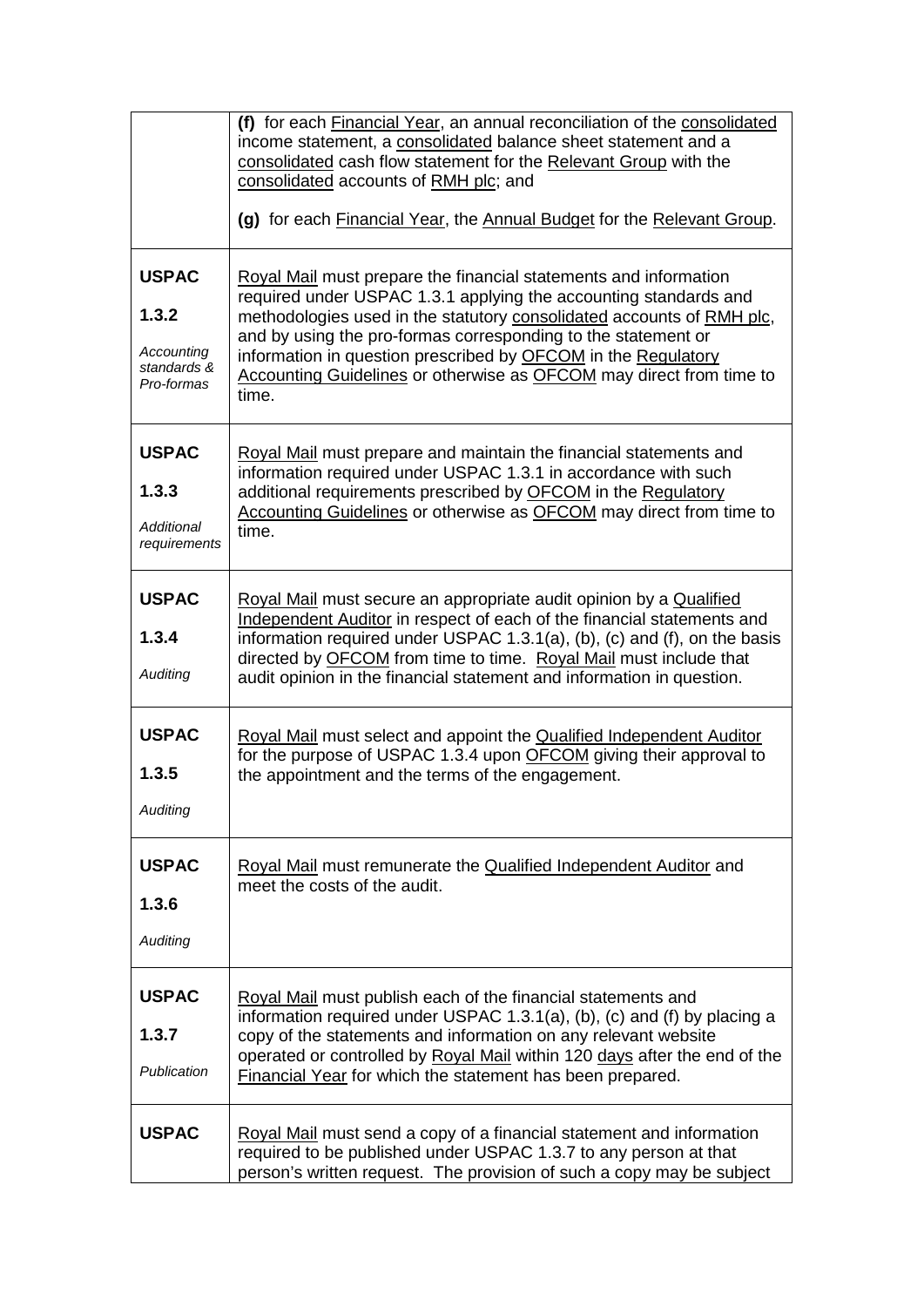| | |
|---|---|
| | **(f)** for each Financial Year, an annual reconciliation of the consolidated income statement, a consolidated balance sheet statement and a consolidated cash flow statement for the Relevant Group with the consolidated accounts of RMH plc; and<br><br>**(g)** for each Financial Year, the Annual Budget for the Relevant Group. |
| **USPAC 1.3.2** *Accounting standards & Pro-formas* | Royal Mail must prepare the financial statements and information required under USPAC 1.3.1 applying the accounting standards and methodologies used in the statutory consolidated accounts of RMH plc, and by using the pro-formas corresponding to the statement or information in question prescribed by OFCOM in the Regulatory Accounting Guidelines or otherwise as OFCOM may direct from time to time. |
| **USPAC 1.3.3** *Additional requirements* | Royal Mail must prepare and maintain the financial statements and information required under USPAC 1.3.1 in accordance with such additional requirements prescribed by OFCOM in the Regulatory Accounting Guidelines or otherwise as OFCOM may direct from time to time. |
| **USPAC 1.3.4** *Auditing* | Royal Mail must secure an appropriate audit opinion by a Qualified Independent Auditor in respect of each of the financial statements and information required under USPAC 1.3.1(a), (b), (c) and (f), on the basis directed by OFCOM from time to time. Royal Mail must include that audit opinion in the financial statement and information in question. |
| **USPAC 1.3.5** *Auditing* | Royal Mail must select and appoint the Qualified Independent Auditor for the purpose of USPAC 1.3.4 upon OFCOM giving their approval to the appointment and the terms of the engagement. |
| **USPAC 1.3.6** *Auditing* | Royal Mail must remunerate the Qualified Independent Auditor and meet the costs of the audit. |
| **USPAC 1.3.7** *Publication* | Royal Mail must publish each of the financial statements and information required under USPAC 1.3.1(a), (b), (c) and (f) by placing a copy of the statements and information on any relevant website operated or controlled by Royal Mail within 120 days after the end of the Financial Year for which the statement has been prepared. |
| **USPAC** | Royal Mail must send a copy of a financial statement and information required to be published under USPAC 1.3.7 to any person at that person's written request. The provision of such a copy may be subject |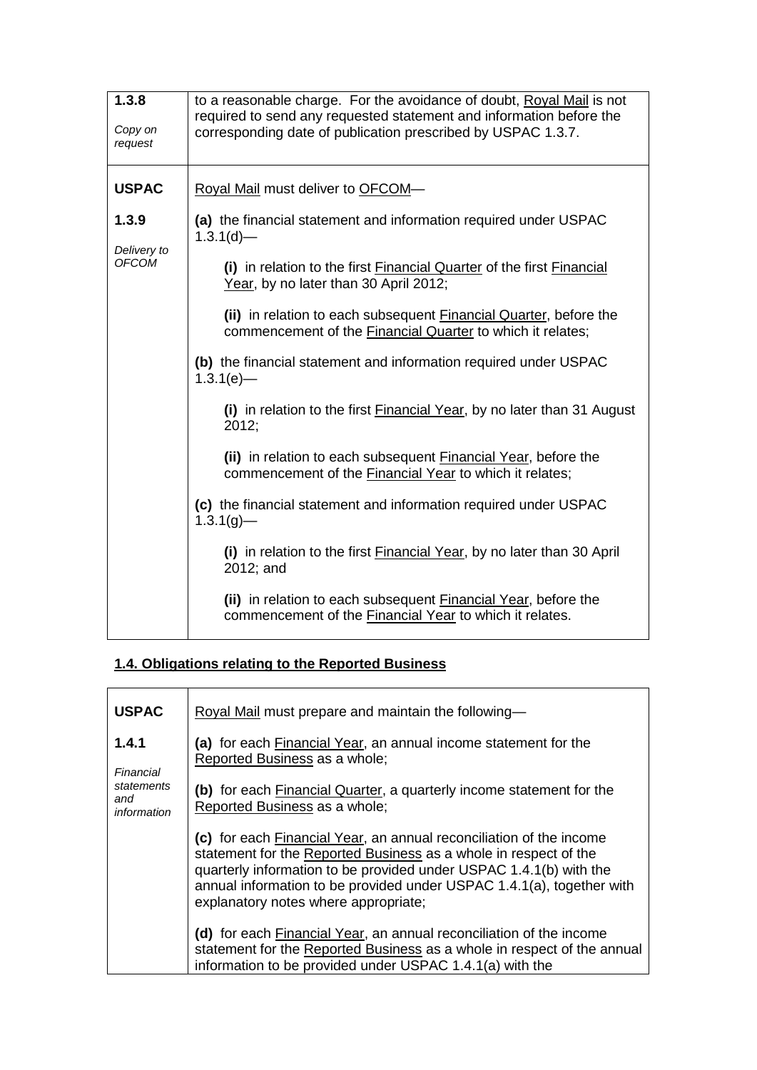| | |
|---|---|
| **1.3.8**<br><br>*Copy on request* | to a reasonable charge. For the avoidance of doubt, Royal Mail is not required to send any requested statement and information before the corresponding date of publication prescribed by USPAC 1.3.7. |
| **USPAC**<br><br>**1.3.9**<br><br>*Delivery to OFCOM* | Royal Mail must deliver to OFCOM—<br><br>**(a)** the financial statement and information required under USPAC 1.3.1(d)—<br><br>**(i)** in relation to the first Financial Quarter of the first Financial Year, by no later than 30 April 2012;<br><br>**(ii)** in relation to each subsequent Financial Quarter, before the commencement of the Financial Quarter to which it relates;<br><br>**(b)** the financial statement and information required under USPAC 1.3.1(e)—<br><br>**(i)** in relation to the first Financial Year, by no later than 31 August 2012;<br><br>**(ii)** in relation to each subsequent Financial Year, before the commencement of the Financial Year to which it relates;<br><br>**(c)** the financial statement and information required under USPAC 1.3.1(g)—<br><br>**(i)** in relation to the first Financial Year, by no later than 30 April 2012; and<br><br>**(ii)** in relation to each subsequent Financial Year, before the commencement of the Financial Year to which it relates. |

## 1.4. Obligations relating to the Reported Business

| | |
|---|---|
| **USPAC**<br><br>**1.4.1**<br><br>*Financial statements and information* | Royal Mail must prepare and maintain the following—<br><br>**(a)** for each Financial Year, an annual income statement for the Reported Business as a whole;<br><br>**(b)** for each Financial Quarter, a quarterly income statement for the Reported Business as a whole;<br><br>**(c)** for each Financial Year, an annual reconciliation of the income statement for the Reported Business as a whole in respect of the quarterly information to be provided under USPAC 1.4.1(b) with the annual information to be provided under USPAC 1.4.1(a), together with explanatory notes where appropriate;<br><br>**(d)** for each Financial Year, an annual reconciliation of the income statement for the Reported Business as a whole in respect of the annual information to be provided under USPAC 1.4.1(a) with the |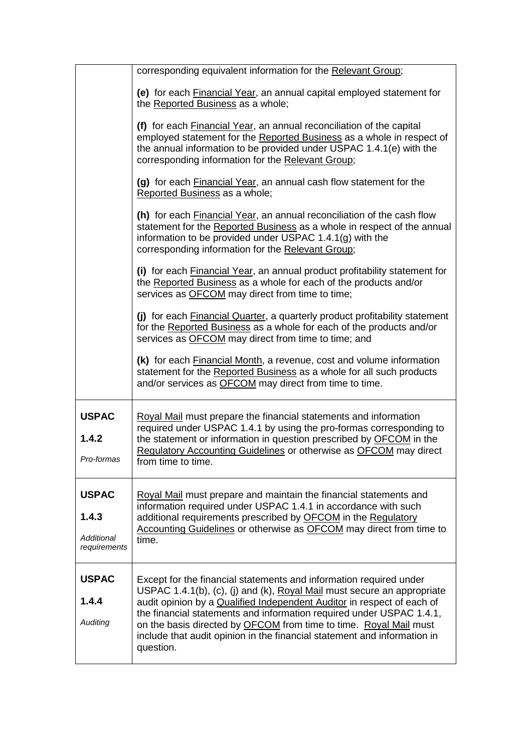| | |
|---|---|
| | corresponding equivalent information for the Relevant Group;<br><br>**(e)** for each Financial Year, an annual capital employed statement for the Reported Business as a whole;<br><br>**(f)** for each Financial Year, an annual reconciliation of the capital employed statement for the Reported Business as a whole in respect of the annual information to be provided under USPAC 1.4.1(e) with the corresponding information for the Relevant Group;<br><br>**(g)** for each Financial Year, an annual cash flow statement for the Reported Business as a whole;<br><br>**(h)** for each Financial Year, an annual reconciliation of the cash flow statement for the Reported Business as a whole in respect of the annual information to be provided under USPAC 1.4.1(g) with the corresponding information for the Relevant Group;<br><br>**(i)** for each Financial Year, an annual product profitability statement for the Reported Business as a whole for each of the products and/or services as OFCOM may direct from time to time;<br><br>**(j)** for each Financial Quarter, a quarterly product profitability statement for the Reported Business as a whole for each of the products and/or services as OFCOM may direct from time to time; and<br><br>**(k)** for each Financial Month, a revenue, cost and volume information statement for the Reported Business as a whole for all such products and/or services as OFCOM may direct from time to time. |
| **USPAC 1.4.2**<br><br>*Pro-formas* | Royal Mail must prepare the financial statements and information required under USPAC 1.4.1 by using the pro-formas corresponding to the statement or information in question prescribed by OFCOM in the Regulatory Accounting Guidelines or otherwise as OFCOM may direct from time to time. |
| **USPAC 1.4.3**<br><br>*Additional requirements* | Royal Mail must prepare and maintain the financial statements and information required under USPAC 1.4.1 in accordance with such additional requirements prescribed by OFCOM in the Regulatory Accounting Guidelines or otherwise as OFCOM may direct from time to time. |
| **USPAC 1.4.4**<br><br>*Auditing* | Except for the financial statements and information required under USPAC 1.4.1(b), (c), (j) and (k), Royal Mail must secure an appropriate audit opinion by a Qualified Independent Auditor in respect of each of the financial statements and information required under USPAC 1.4.1, on the basis directed by OFCOM from time to time. Royal Mail must include that audit opinion in the financial statement and information in question. |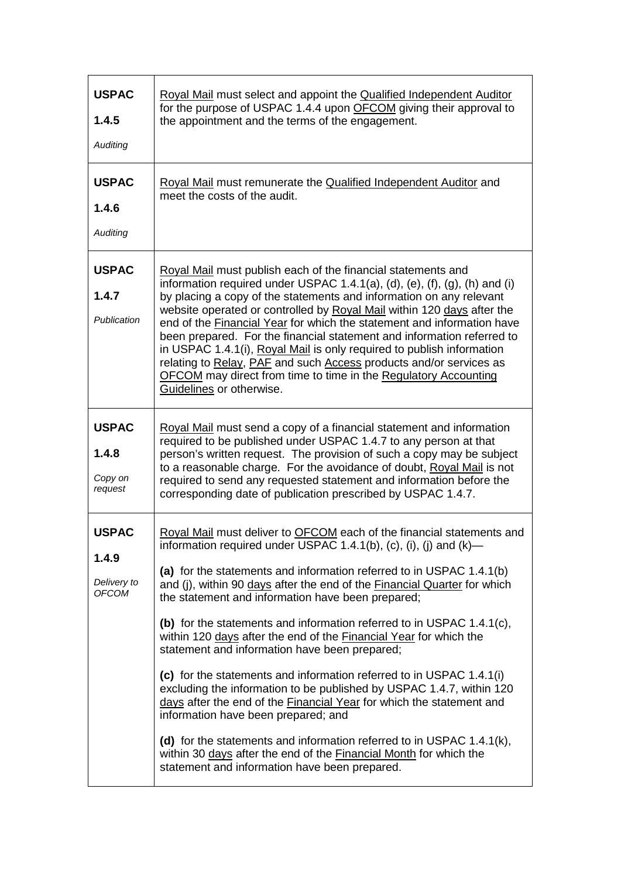| | |
|---|---|
| **USPAC 1.4.5** *Auditing* | Royal Mail must select and appoint the Qualified Independent Auditor for the purpose of USPAC 1.4.4 upon OFCOM giving their approval to the appointment and the terms of the engagement. |
| **USPAC 1.4.6** *Auditing* | Royal Mail must remunerate the Qualified Independent Auditor and meet the costs of the audit. |
| **USPAC 1.4.7** *Publication* | Royal Mail must publish each of the financial statements and information required under USPAC 1.4.1(a), (d), (e), (f), (g), (h) and (i) by placing a copy of the statements and information on any relevant website operated or controlled by Royal Mail within 120 days after the end of the Financial Year for which the statement and information have been prepared. For the financial statement and information referred to in USPAC 1.4.1(i), Royal Mail is only required to publish information relating to Relay, PAF and such Access products and/or services as OFCOM may direct from time to time in the Regulatory Accounting Guidelines or otherwise. |
| **USPAC 1.4.8** *Copy on request* | Royal Mail must send a copy of a financial statement and information required to be published under USPAC 1.4.7 to any person at that person's written request. The provision of such a copy may be subject to a reasonable charge. For the avoidance of doubt, Royal Mail is not required to send any requested statement and information before the corresponding date of publication prescribed by USPAC 1.4.7. |
| **USPAC 1.4.9** *Delivery to OFCOM* | Royal Mail must deliver to OFCOM each of the financial statements and information required under USPAC 1.4.1(b), (c), (i), (j) and (k)—<br><br>**(a)** for the statements and information referred to in USPAC 1.4.1(b) and (j), within 90 days after the end of the Financial Quarter for which the statement and information have been prepared;<br><br>**(b)** for the statements and information referred to in USPAC 1.4.1(c), within 120 days after the end of the Financial Year for which the statement and information have been prepared;<br><br>**(c)** for the statements and information referred to in USPAC 1.4.1(i) excluding the information to be published by USPAC 1.4.7, within 120 days after the end of the Financial Year for which the statement and information have been prepared; and<br><br>**(d)** for the statements and information referred to in USPAC 1.4.1(k), within 30 days after the end of the Financial Month for which the statement and information have been prepared. |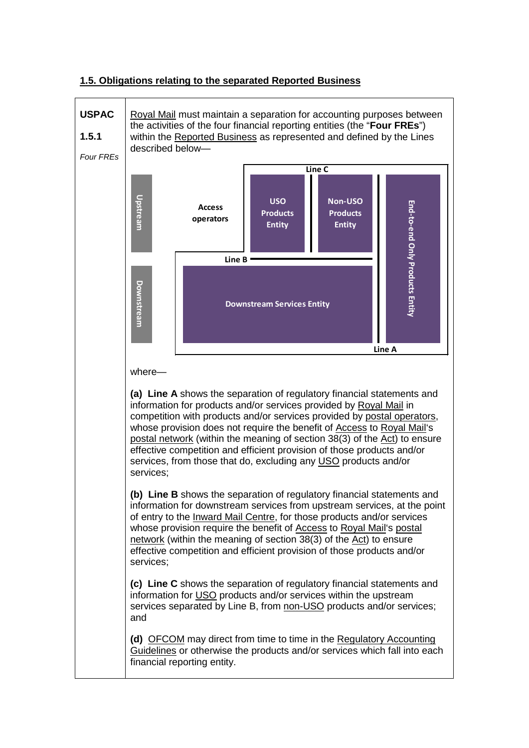## 1.5. Obligations relating to the separated Reported Business

**USPAC 1.5.1**

*Four FREs*

Royal Mail must maintain a separation for accounting purposes between the activities of the four financial reporting entities (the "**Four FREs**") within the Reported Business as represented and defined by the Lines described below—

Line C

Upstream

Access operators

USO Products Entity

Non-USO Products Entity

End-to-end Only Products Entity

Line B

Downstream

Downstream Services Entity

Line A

where—

**(a) Line A** shows the separation of regulatory financial statements and information for products and/or services provided by Royal Mail in competition with products and/or services provided by postal operators, whose provision does not require the benefit of Access to Royal Mail's postal network (within the meaning of section 38(3) of the Act) to ensure effective competition and efficient provision of those products and/or services, from those that do, excluding any USO products and/or services;

**(b) Line B** shows the separation of regulatory financial statements and information for downstream services from upstream services, at the point of entry to the Inward Mail Centre, for those products and/or services whose provision require the benefit of Access to Royal Mail's postal network (within the meaning of section 38(3) of the Act) to ensure effective competition and efficient provision of those products and/or services;

**(c) Line C** shows the separation of regulatory financial statements and information for USO products and/or services within the upstream services separated by Line B, from non-USO products and/or services; and

**(d)** OFCOM may direct from time to time in the Regulatory Accounting Guidelines or otherwise the products and/or services which fall into each financial reporting entity.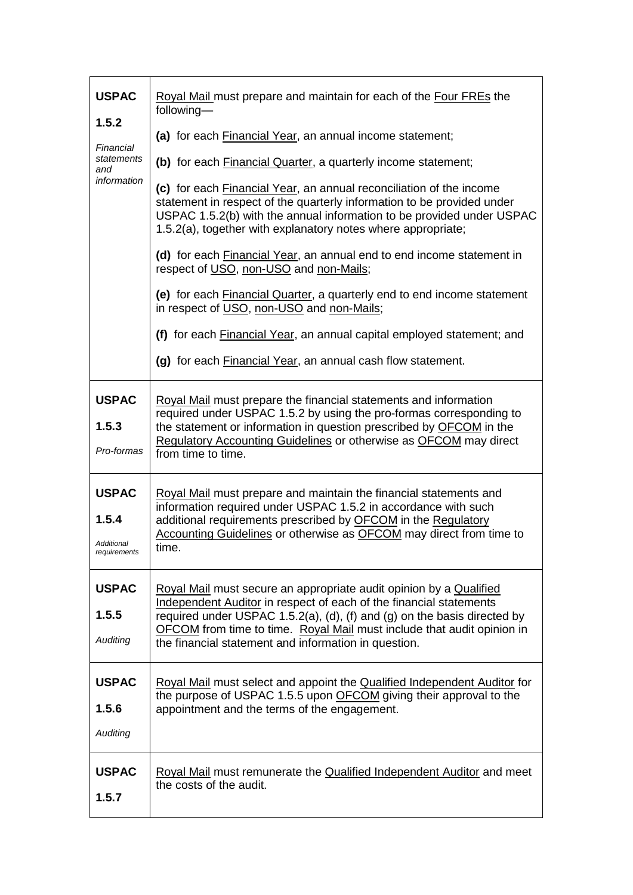| | |
|---|---|
| **USPAC 1.5.2** *Financial statements and information* | Royal Mail must prepare and maintain for each of the Four FREs the following—<br><br>**(a)** for each Financial Year, an annual income statement;<br><br>**(b)** for each Financial Quarter, a quarterly income statement;<br><br>**(c)** for each Financial Year, an annual reconciliation of the income statement in respect of the quarterly information to be provided under USPAC 1.5.2(b) with the annual information to be provided under USPAC 1.5.2(a), together with explanatory notes where appropriate;<br><br>**(d)** for each Financial Year, an annual end to end income statement in respect of USO, non-USO and non-Mails;<br><br>**(e)** for each Financial Quarter, a quarterly end to end income statement in respect of USO, non-USO and non-Mails;<br><br>**(f)** for each Financial Year, an annual capital employed statement; and<br><br>**(g)** for each Financial Year, an annual cash flow statement. |
| **USPAC 1.5.3** *Pro-formas* | Royal Mail must prepare the financial statements and information required under USPAC 1.5.2 by using the pro-formas corresponding to the statement or information in question prescribed by OFCOM in the Regulatory Accounting Guidelines or otherwise as OFCOM may direct from time to time. |
| **USPAC 1.5.4** *Additional requirements* | Royal Mail must prepare and maintain the financial statements and information required under USPAC 1.5.2 in accordance with such additional requirements prescribed by OFCOM in the Regulatory Accounting Guidelines or otherwise as OFCOM may direct from time to time. |
| **USPAC 1.5.5** *Auditing* | Royal Mail must secure an appropriate audit opinion by a Qualified Independent Auditor in respect of each of the financial statements required under USPAC 1.5.2(a), (d), (f) and (g) on the basis directed by OFCOM from time to time. Royal Mail must include that audit opinion in the financial statement and information in question. |
| **USPAC 1.5.6** *Auditing* | Royal Mail must select and appoint the Qualified Independent Auditor for the purpose of USPAC 1.5.5 upon OFCOM giving their approval to the appointment and the terms of the engagement. |
| **USPAC 1.5.7** | Royal Mail must remunerate the Qualified Independent Auditor and meet the costs of the audit. |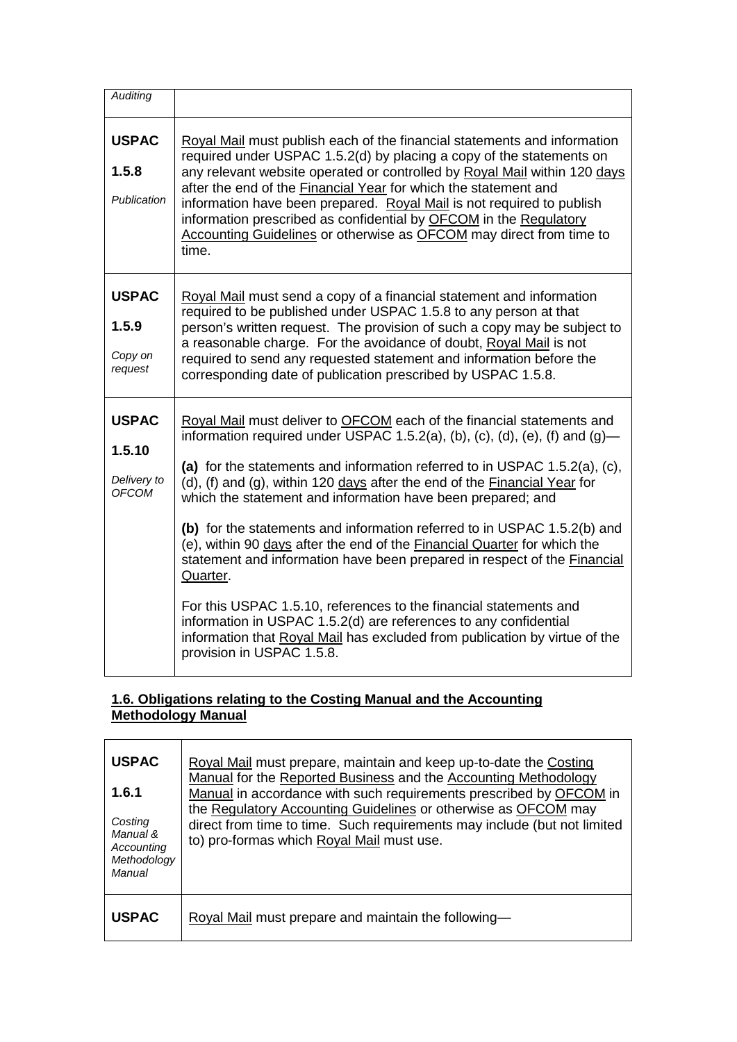| | |
|---|---|
| *Auditing* | |
| **USPAC 1.5.8** *Publication* | Royal Mail must publish each of the financial statements and information required under USPAC 1.5.2(d) by placing a copy of the statements on any relevant website operated or controlled by Royal Mail within 120 days after the end of the Financial Year for which the statement and information have been prepared. Royal Mail is not required to publish information prescribed as confidential by OFCOM in the Regulatory Accounting Guidelines or otherwise as OFCOM may direct from time to time. |
| **USPAC 1.5.9** *Copy on request* | Royal Mail must send a copy of a financial statement and information required to be published under USPAC 1.5.8 to any person at that person's written request. The provision of such a copy may be subject to a reasonable charge. For the avoidance of doubt, Royal Mail is not required to send any requested statement and information before the corresponding date of publication prescribed by USPAC 1.5.8. |
| **USPAC 1.5.10** *Delivery to OFCOM* | Royal Mail must deliver to OFCOM each of the financial statements and information required under USPAC 1.5.2(a), (b), (c), (d), (e), (f) and (g)—<br><br>**(a)** for the statements and information referred to in USPAC 1.5.2(a), (c), (d), (f) and (g), within 120 days after the end of the Financial Year for which the statement and information have been prepared; and<br><br>**(b)** for the statements and information referred to in USPAC 1.5.2(b) and (e), within 90 days after the end of the Financial Quarter for which the statement and information have been prepared in respect of the Financial Quarter.<br><br>For this USPAC 1.5.10, references to the financial statements and information in USPAC 1.5.2(d) are references to any confidential information that Royal Mail has excluded from publication by virtue of the provision in USPAC 1.5.8. |

## 1.6. Obligations relating to the Costing Manual and the Accounting Methodology Manual

| | |
|---|---|
| **USPAC 1.6.1** *Costing Manual & Accounting Methodology Manual* | Royal Mail must prepare, maintain and keep up-to-date the Costing Manual for the Reported Business and the Accounting Methodology Manual in accordance with such requirements prescribed by OFCOM in the Regulatory Accounting Guidelines or otherwise as OFCOM may direct from time to time. Such requirements may include (but not limited to) pro-formas which Royal Mail must use. |
| **USPAC** | Royal Mail must prepare and maintain the following— |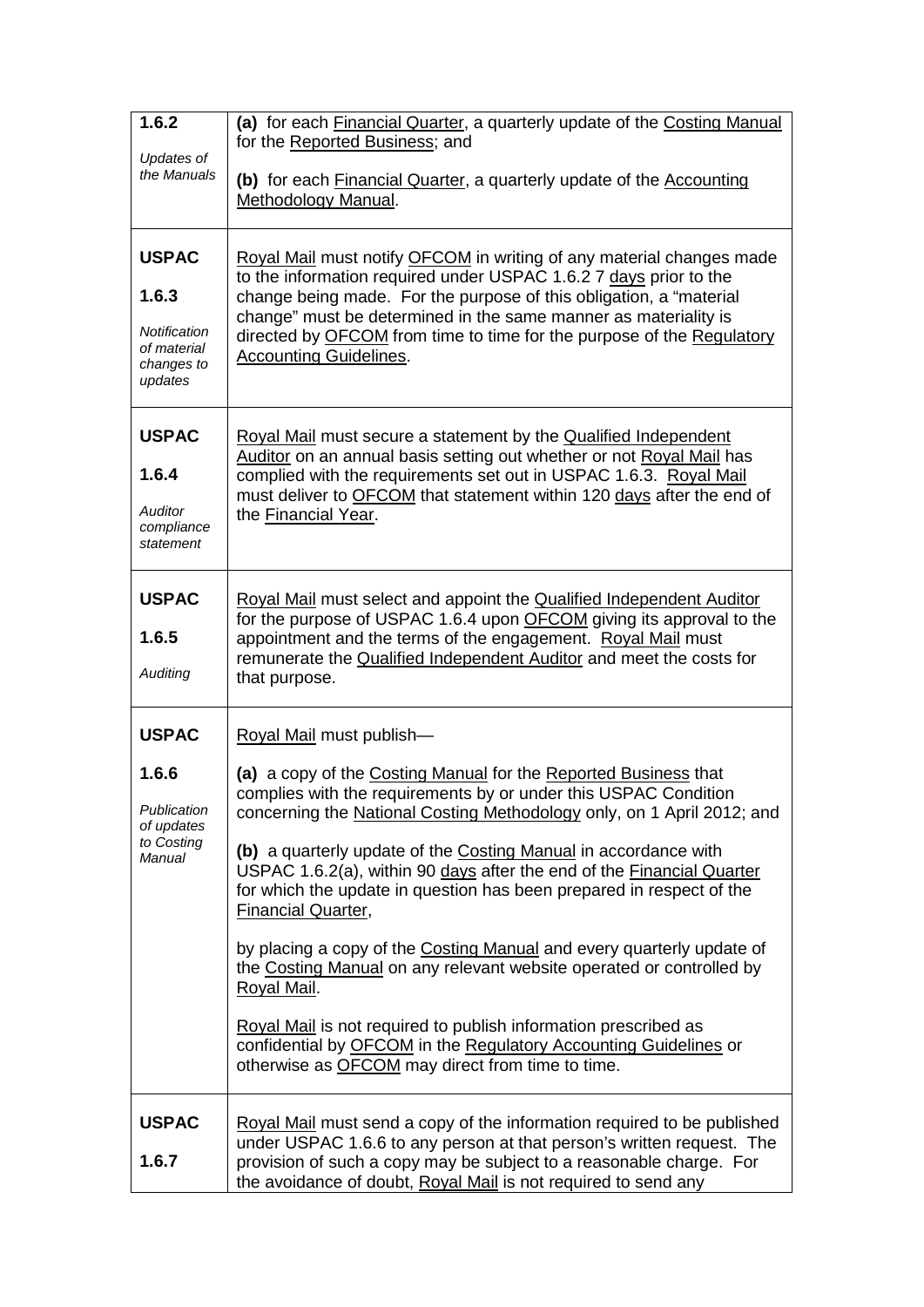| | |
|---|---|
| **1.6.2**<br><br>*Updates of the Manuals* | **(a)** for each Financial Quarter, a quarterly update of the Costing Manual for the Reported Business; and<br><br>**(b)** for each Financial Quarter, a quarterly update of the Accounting Methodology Manual. |
| **USPAC**<br><br>**1.6.3**<br><br>*Notification of material changes to updates* | Royal Mail must notify OFCOM in writing of any material changes made to the information required under USPAC 1.6.2 7 days prior to the change being made. For the purpose of this obligation, a "material change" must be determined in the same manner as materiality is directed by OFCOM from time to time for the purpose of the Regulatory Accounting Guidelines. |
| **USPAC**<br><br>**1.6.4**<br><br>*Auditor compliance statement* | Royal Mail must secure a statement by the Qualified Independent Auditor on an annual basis setting out whether or not Royal Mail has complied with the requirements set out in USPAC 1.6.3. Royal Mail must deliver to OFCOM that statement within 120 days after the end of the Financial Year. |
| **USPAC**<br><br>**1.6.5**<br><br>*Auditing* | Royal Mail must select and appoint the Qualified Independent Auditor for the purpose of USPAC 1.6.4 upon OFCOM giving its approval to the appointment and the terms of the engagement. Royal Mail must remunerate the Qualified Independent Auditor and meet the costs for that purpose. |
| **USPAC**<br><br>**1.6.6**<br><br>*Publication of updates to Costing Manual* | Royal Mail must publish—<br><br>**(a)** a copy of the Costing Manual for the Reported Business that complies with the requirements by or under this USPAC Condition concerning the National Costing Methodology only, on 1 April 2012; and<br><br>**(b)** a quarterly update of the Costing Manual in accordance with USPAC 1.6.2(a), within 90 days after the end of the Financial Quarter for which the update in question has been prepared in respect of the Financial Quarter,<br><br>by placing a copy of the Costing Manual and every quarterly update of the Costing Manual on any relevant website operated or controlled by Royal Mail.<br><br>Royal Mail is not required to publish information prescribed as confidential by OFCOM in the Regulatory Accounting Guidelines or otherwise as OFCOM may direct from time to time. |
| **USPAC**<br><br>**1.6.7** | Royal Mail must send a copy of the information required to be published under USPAC 1.6.6 to any person at that person's written request. The provision of such a copy may be subject to a reasonable charge. For the avoidance of doubt, Royal Mail is not required to send any |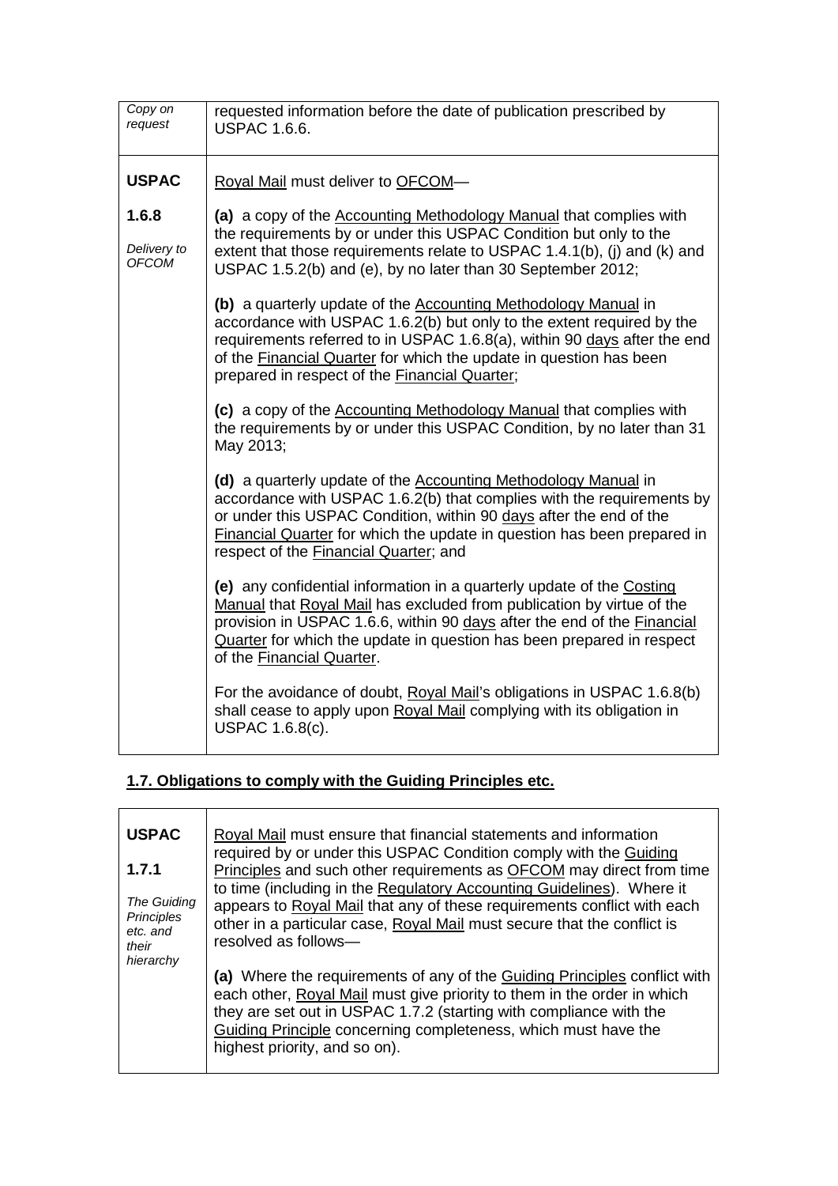| | |
|---|---|
| *Copy on request* | requested information before the date of publication prescribed by USPAC 1.6.6. |
| **USPAC 1.6.8** *Delivery to OFCOM* | Royal Mail must deliver to OFCOM—<br><br>**(a)** a copy of the Accounting Methodology Manual that complies with the requirements by or under this USPAC Condition but only to the extent that those requirements relate to USPAC 1.4.1(b), (j) and (k) and USPAC 1.5.2(b) and (e), by no later than 30 September 2012;<br><br>**(b)** a quarterly update of the Accounting Methodology Manual in accordance with USPAC 1.6.2(b) but only to the extent required by the requirements referred to in USPAC 1.6.8(a), within 90 days after the end of the Financial Quarter for which the update in question has been prepared in respect of the Financial Quarter;<br><br>**(c)** a copy of the Accounting Methodology Manual that complies with the requirements by or under this USPAC Condition, by no later than 31 May 2013;<br><br>**(d)** a quarterly update of the Accounting Methodology Manual in accordance with USPAC 1.6.2(b) that complies with the requirements by or under this USPAC Condition, within 90 days after the end of the Financial Quarter for which the update in question has been prepared in respect of the Financial Quarter; and<br><br>**(e)** any confidential information in a quarterly update of the Costing Manual that Royal Mail has excluded from publication by virtue of the provision in USPAC 1.6.6, within 90 days after the end of the Financial Quarter for which the update in question has been prepared in respect of the Financial Quarter.<br><br>For the avoidance of doubt, Royal Mail's obligations in USPAC 1.6.8(b) shall cease to apply upon Royal Mail complying with its obligation in USPAC 1.6.8(c). |

## 1.7. Obligations to comply with the Guiding Principles etc.

| | |
|---|---|
| **USPAC 1.7.1** *The Guiding Principles etc. and their hierarchy* | Royal Mail must ensure that financial statements and information required by or under this USPAC Condition comply with the Guiding Principles and such other requirements as OFCOM may direct from time to time (including in the Regulatory Accounting Guidelines). Where it appears to Royal Mail that any of these requirements conflict with each other in a particular case, Royal Mail must secure that the conflict is resolved as follows—<br><br>**(a)** Where the requirements of any of the Guiding Principles conflict with each other, Royal Mail must give priority to them in the order in which they are set out in USPAC 1.7.2 (starting with compliance with the Guiding Principle concerning completeness, which must have the highest priority, and so on). |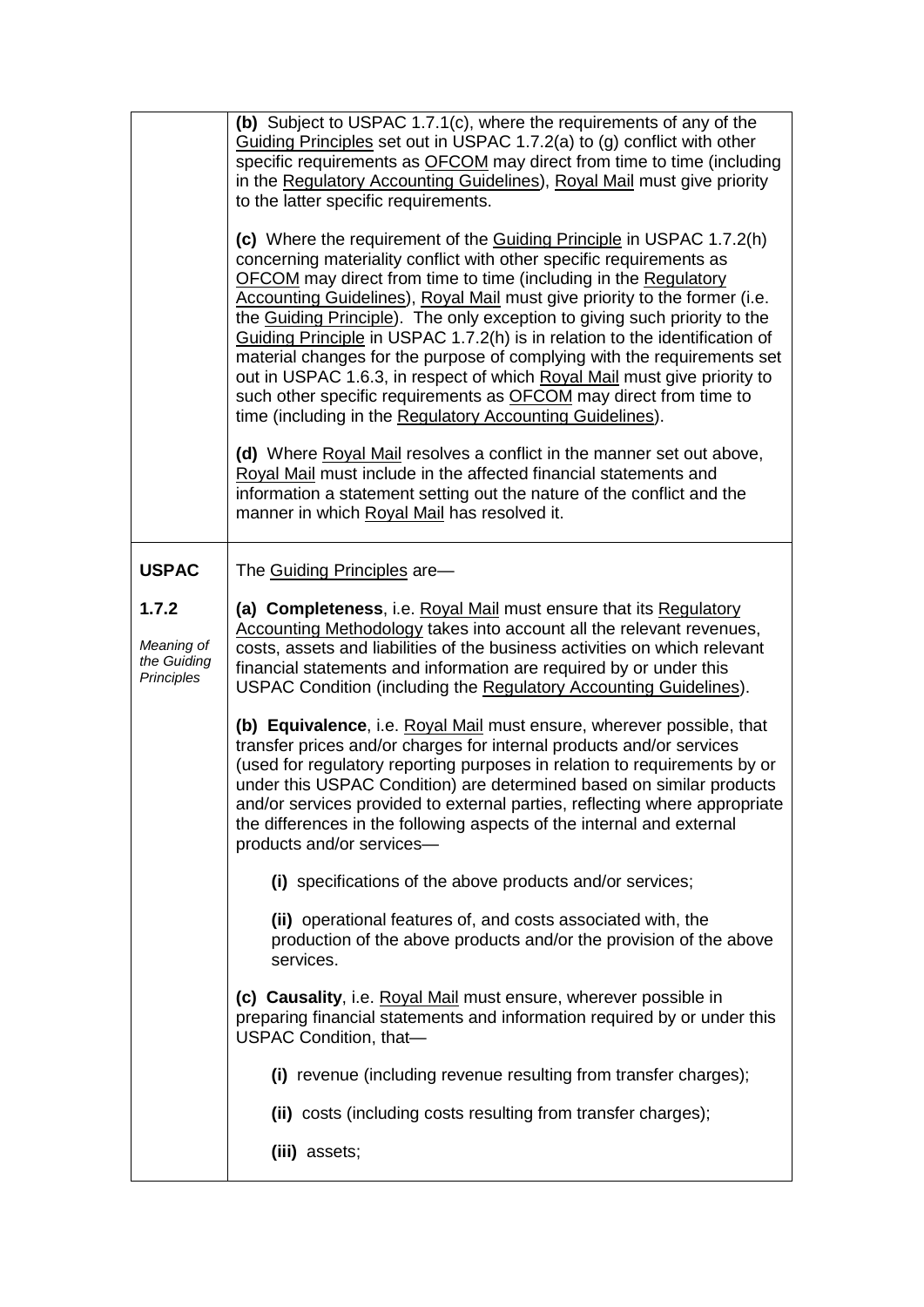| | |
|---|---|
| | **(b)** Subject to USPAC 1.7.1(c), where the requirements of any of the Guiding Principles set out in USPAC 1.7.2(a) to (g) conflict with other specific requirements as OFCOM may direct from time to time (including in the Regulatory Accounting Guidelines), Royal Mail must give priority to the latter specific requirements.<br><br>**(c)** Where the requirement of the Guiding Principle in USPAC 1.7.2(h) concerning materiality conflict with other specific requirements as OFCOM may direct from time to time (including in the Regulatory Accounting Guidelines), Royal Mail must give priority to the former (i.e. the Guiding Principle). The only exception to giving such priority to the Guiding Principle in USPAC 1.7.2(h) is in relation to the identification of material changes for the purpose of complying with the requirements set out in USPAC 1.6.3, in respect of which Royal Mail must give priority to such other specific requirements as OFCOM may direct from time to time (including in the Regulatory Accounting Guidelines).<br><br>**(d)** Where Royal Mail resolves a conflict in the manner set out above, Royal Mail must include in the affected financial statements and information a statement setting out the nature of the conflict and the manner in which Royal Mail has resolved it. |
| **USPAC 1.7.2**<br><br>*Meaning of the Guiding Principles* | The Guiding Principles are—<br><br>**(a) Completeness**, i.e. Royal Mail must ensure that its Regulatory Accounting Methodology takes into account all the relevant revenues, costs, assets and liabilities of the business activities on which relevant financial statements and information are required by or under this USPAC Condition (including the Regulatory Accounting Guidelines).<br><br>**(b) Equivalence**, i.e. Royal Mail must ensure, wherever possible, that transfer prices and/or charges for internal products and/or services (used for regulatory reporting purposes in relation to requirements by or under this USPAC Condition) are determined based on similar products and/or services provided to external parties, reflecting where appropriate the differences in the following aspects of the internal and external products and/or services—<br><br>**(i)** specifications of the above products and/or services;<br><br>**(ii)** operational features of, and costs associated with, the production of the above products and/or the provision of the above services.<br><br>**(c) Causality**, i.e. Royal Mail must ensure, wherever possible in preparing financial statements and information required by or under this USPAC Condition, that—<br><br>**(i)** revenue (including revenue resulting from transfer charges);<br><br>**(ii)** costs (including costs resulting from transfer charges);<br><br>**(iii)** assets; |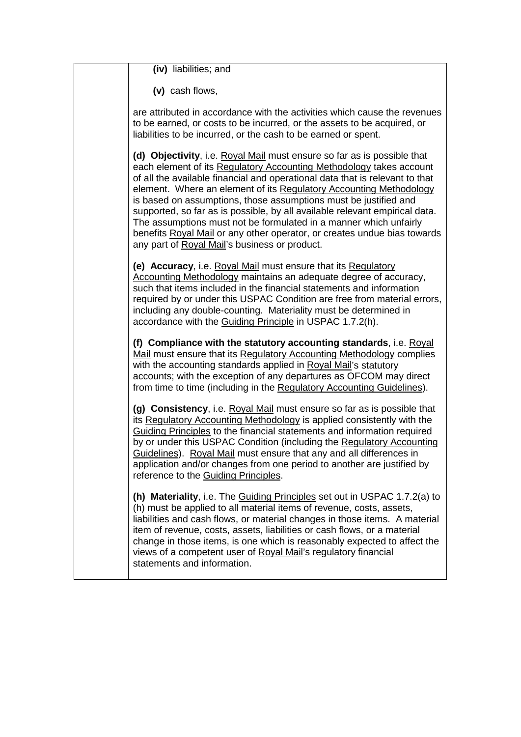| | **(iv)** liabilities; and<br><br>**(v)** cash flows,<br><br>are attributed in accordance with the activities which cause the revenues to be earned, or costs to be incurred, or the assets to be acquired, or liabilities to be incurred, or the cash to be earned or spent.<br><br>**(d) Objectivity**, i.e. Royal Mail must ensure so far as is possible that each element of its Regulatory Accounting Methodology takes account of all the available financial and operational data that is relevant to that element. Where an element of its Regulatory Accounting Methodology is based on assumptions, those assumptions must be justified and supported, so far as is possible, by all available relevant empirical data. The assumptions must not be formulated in a manner which unfairly benefits Royal Mail or any other operator, or creates undue bias towards any part of Royal Mail's business or product.<br><br>**(e) Accuracy**, i.e. Royal Mail must ensure that its Regulatory Accounting Methodology maintains an adequate degree of accuracy, such that items included in the financial statements and information required by or under this USPAC Condition are free from material errors, including any double-counting. Materiality must be determined in accordance with the Guiding Principle in USPAC 1.7.2(h).<br><br>**(f) Compliance with the statutory accounting standards**, i.e. Royal Mail must ensure that its Regulatory Accounting Methodology complies with the accounting standards applied in Royal Mail's statutory accounts; with the exception of any departures as OFCOM may direct from time to time (including in the Regulatory Accounting Guidelines).<br><br>**(g) Consistency**, i.e. Royal Mail must ensure so far as is possible that its Regulatory Accounting Methodology is applied consistently with the Guiding Principles to the financial statements and information required by or under this USPAC Condition (including the Regulatory Accounting Guidelines). Royal Mail must ensure that any and all differences in application and/or changes from one period to another are justified by reference to the Guiding Principles.<br><br>**(h) Materiality**, i.e. The Guiding Principles set out in USPAC 1.7.2(a) to (h) must be applied to all material items of revenue, costs, assets, liabilities and cash flows, or material changes in those items. A material item of revenue, costs, assets, liabilities or cash flows, or a material change in those items, is one which is reasonably expected to affect the views of a competent user of Royal Mail's regulatory financial statements and information. |
|---|---|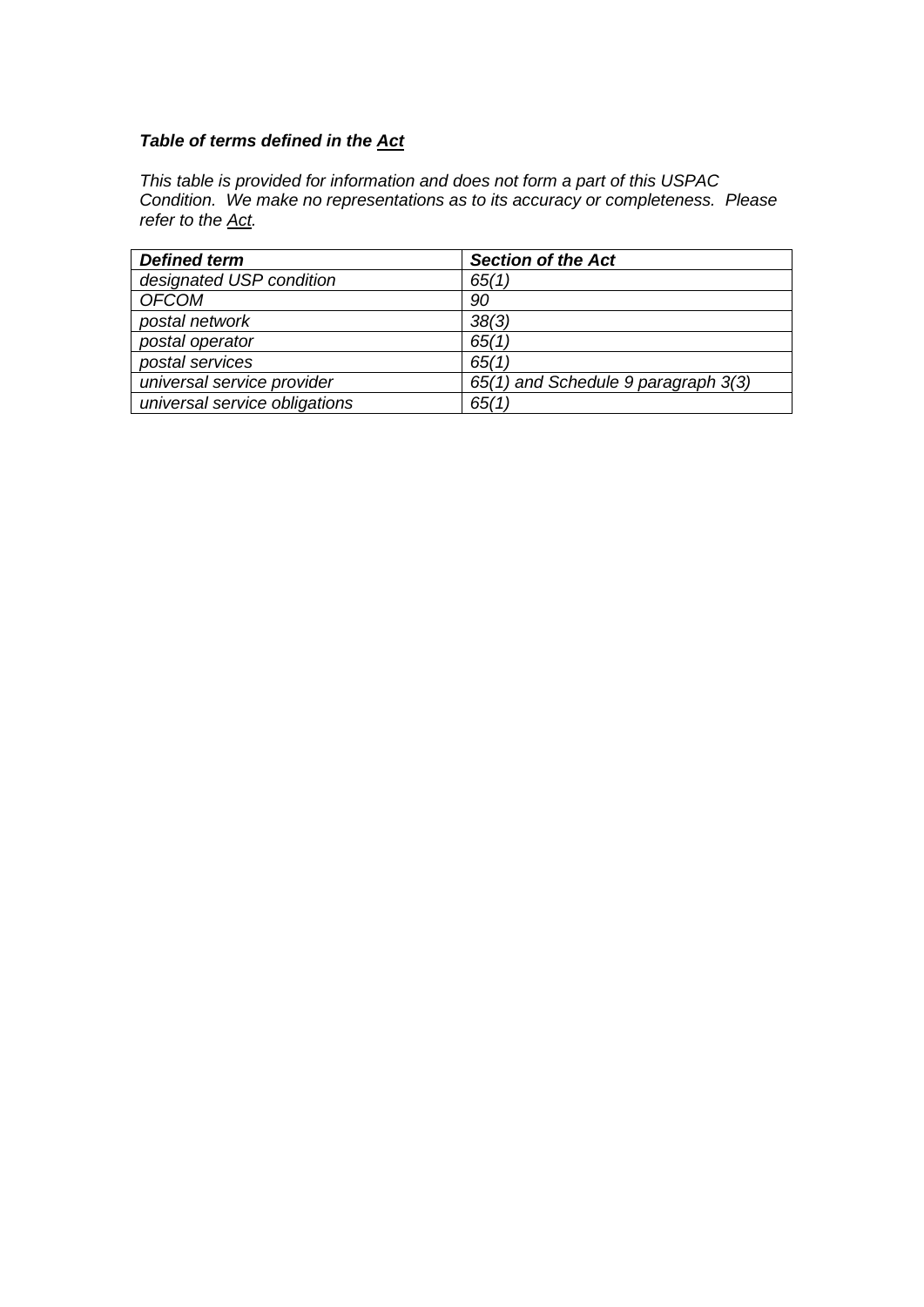***Table of terms defined in the Act***

*This table is provided for information and does not form a part of this USPAC Condition. We make no representations as to its accuracy or completeness. Please refer to the Act.*

| ***Defined term*** | ***Section of the Act*** |
|---|---|
| *designated USP condition* | *65(1)* |
| *OFCOM* | *90* |
| *postal network* | *38(3)* |
| *postal operator* | *65(1)* |
| *postal services* | *65(1)* |
| *universal service provider* | *65(1) and Schedule 9 paragraph 3(3)* |
| *universal service obligations* | *65(1)* |